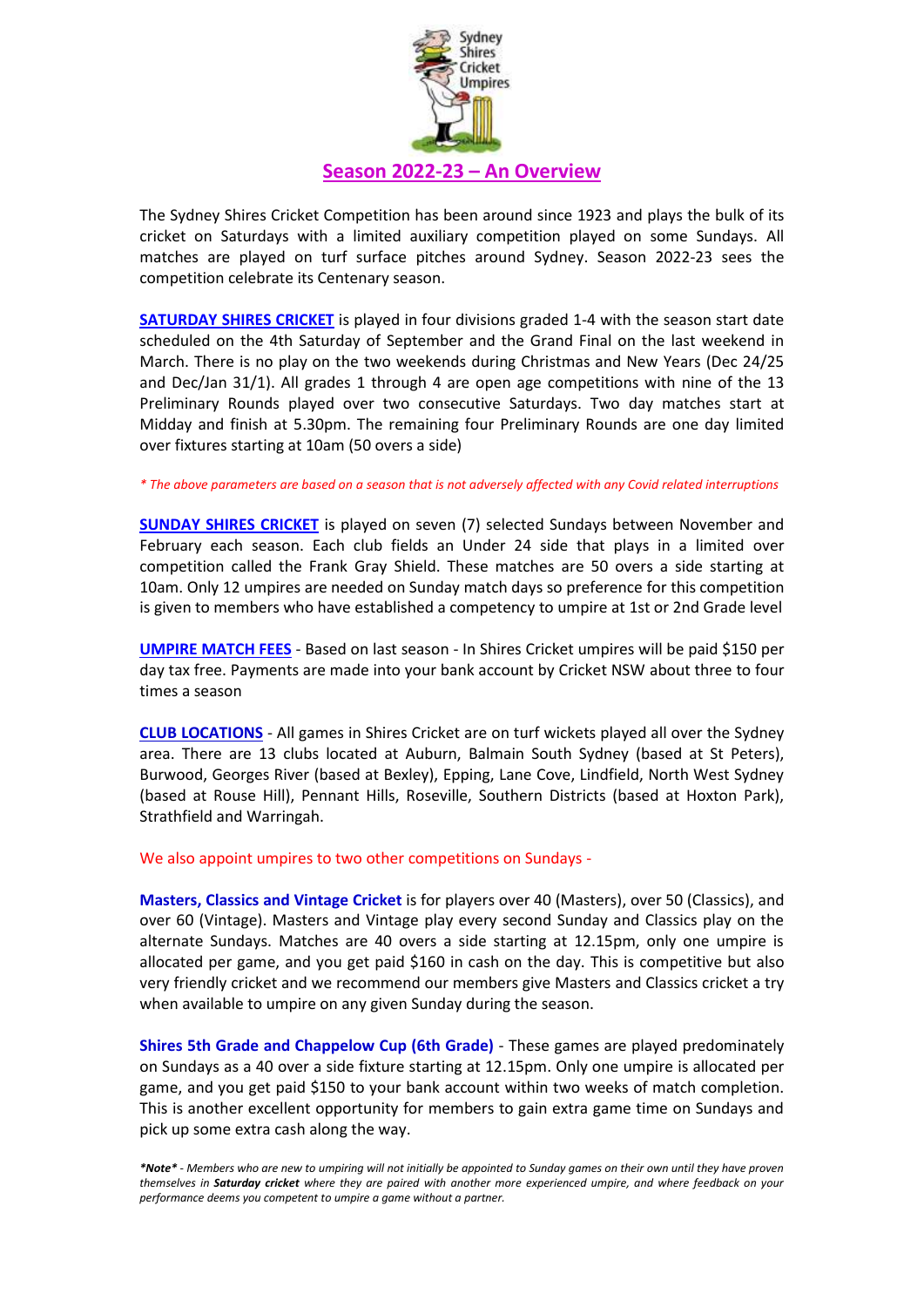# Season 2022-23 – An Overview

The Sydney Shires Cricket Competition has been around since 1923 and plays the bulk of its cricket on Saturdays with a limited auxiliary competition played on some Sundays. All matches are played on turf surface pitches around Sydney. Season 2022-23 sees the competition celebrate its Centenary season.

**SATURDAY SHIRES CRICKET** is played in four divisions graded 1-4 with the season start date scheduled on the 4th Saturday of September and the Grand Final on the last weekend in March. There is no play on the two weekends during Christmas and New Years (Dec 24/25 and Dec/Jan 31/1). All grades 1 through 4 are open age competitions with nine of the 13 Preliminary Rounds played over two consecutive Saturdays. Two day matches start at Midday and finish at 5.30pm. The remaining four Preliminary Rounds are one day limited over fixtures starting at 10am (50 overs a side)

*\* The above parameters are based on a season that is not adversely affected with any Covid related interruptions*

**SUNDAY SHIRES CRICKET** is played on seven (7) selected Sundays between November and February each season. Each club fields an Under 24 side that plays in a limited over competition called the Frank Gray Shield. These matches are 50 overs a side starting at 10am. Only 12 umpires are needed on Sunday match days so preference for this competition is given to members who have established a competency to umpire at 1st or 2nd Grade level

**UMPIRE MATCH FEES** - Based on last season - In Shires Cricket umpires will be paid $150 per day tax free. Payments are made into your bank account by Cricket NSW about three to four times a season

**CLUB LOCATIONS** - All games in Shires Cricket are on turf wickets played all over the Sydney area. There are 13 clubs located at Auburn, Balmain South Sydney (based at St Peters), Burwood, Georges River (based at Bexley), Epping, Lane Cove, Lindfield, North West Sydney (based at Rouse Hill), Pennant Hills, Roseville, Southern Districts (based at Hoxton Park), Strathfield and Warringah.

We also appoint umpires to two other competitions on Sundays -

**Masters, Classics and Vintage Cricket** is for players over 40 (Masters), over 50 (Classics), and over 60 (Vintage). Masters and Vintage play every second Sunday and Classics play on the alternate Sundays. Matches are 40 overs a side starting at 12.15pm, only one umpire is allocated per game, and you get paid $160 in cash on the day. This is competitive but also very friendly cricket and we recommend our members give Masters and Classics cricket a try when available to umpire on any given Sunday during the season.

**Shires 5th Grade and Chappelow Cup (6th Grade)** - These games are played predominately on Sundays as a 40 over a side fixture starting at 12.15pm. Only one umpire is allocated per game, and you get paid $150 to your bank account within two weeks of match completion. This is another excellent opportunity for members to gain extra game time on Sundays and pick up some extra cash along the way.

***\*Note\**** *- Members who are new to umpiring will not initially be appointed to Sunday games on their own until they have proven themselves in **Saturday cricket** where they are paired with another more experienced umpire, and where feedback on your performance deems you competent to umpire a game without a partner.*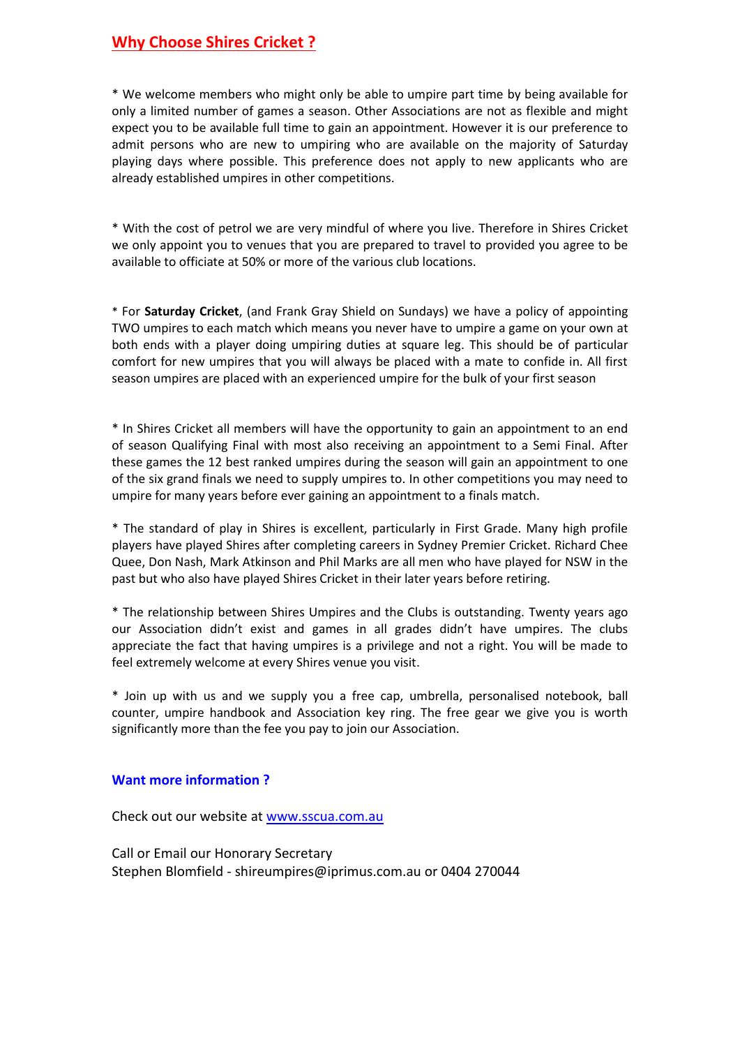## Why Choose Shires Cricket ?

* We welcome members who might only be able to umpire part time by being available for only a limited number of games a season. Other Associations are not as flexible and might expect you to be available full time to gain an appointment. However it is our preference to admit persons who are new to umpiring who are available on the majority of Saturday playing days where possible. This preference does not apply to new applicants who are already established umpires in other competitions.

* With the cost of petrol we are very mindful of where you live. Therefore in Shires Cricket we only appoint you to venues that you are prepared to travel to provided you agree to be available to officiate at 50% or more of the various club locations.

* For **Saturday Cricket**, (and Frank Gray Shield on Sundays) we have a policy of appointing TWO umpires to each match which means you never have to umpire a game on your own at both ends with a player doing umpiring duties at square leg. This should be of particular comfort for new umpires that you will always be placed with a mate to confide in. All first season umpires are placed with an experienced umpire for the bulk of your first season

* In Shires Cricket all members will have the opportunity to gain an appointment to an end of season Qualifying Final with most also receiving an appointment to a Semi Final. After these games the 12 best ranked umpires during the season will gain an appointment to one of the six grand finals we need to supply umpires to. In other competitions you may need to umpire for many years before ever gaining an appointment to a finals match.

* The standard of play in Shires is excellent, particularly in First Grade. Many high profile players have played Shires after completing careers in Sydney Premier Cricket. Richard Chee Quee, Don Nash, Mark Atkinson and Phil Marks are all men who have played for NSW in the past but who also have played Shires Cricket in their later years before retiring.

* The relationship between Shires Umpires and the Clubs is outstanding. Twenty years ago our Association didn't exist and games in all grades didn't have umpires. The clubs appreciate the fact that having umpires is a privilege and not a right. You will be made to feel extremely welcome at every Shires venue you visit.

* Join up with us and we supply you a free cap, umbrella, personalised notebook, ball counter, umpire handbook and Association key ring. The free gear we give you is worth significantly more than the fee you pay to join our Association.

### Want more information ?

Check out our website at [www.sscua.com.au](http://www.sscua.com.au)

Call or Email our Honorary Secretary
Stephen Blomfield - shireumpires@iprimus.com.au or 0404 270044